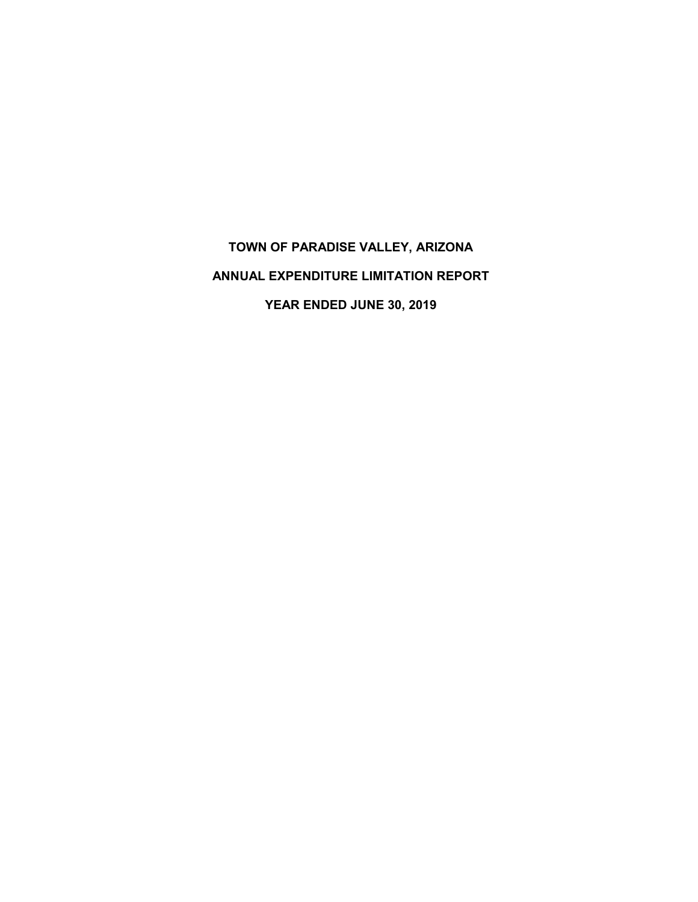# TOWN OF PARADISE VALLEY, ARIZONA

## ANNUAL EXPENDITURE LIMITATION REPORT

## YEAR ENDED JUNE 30, 2019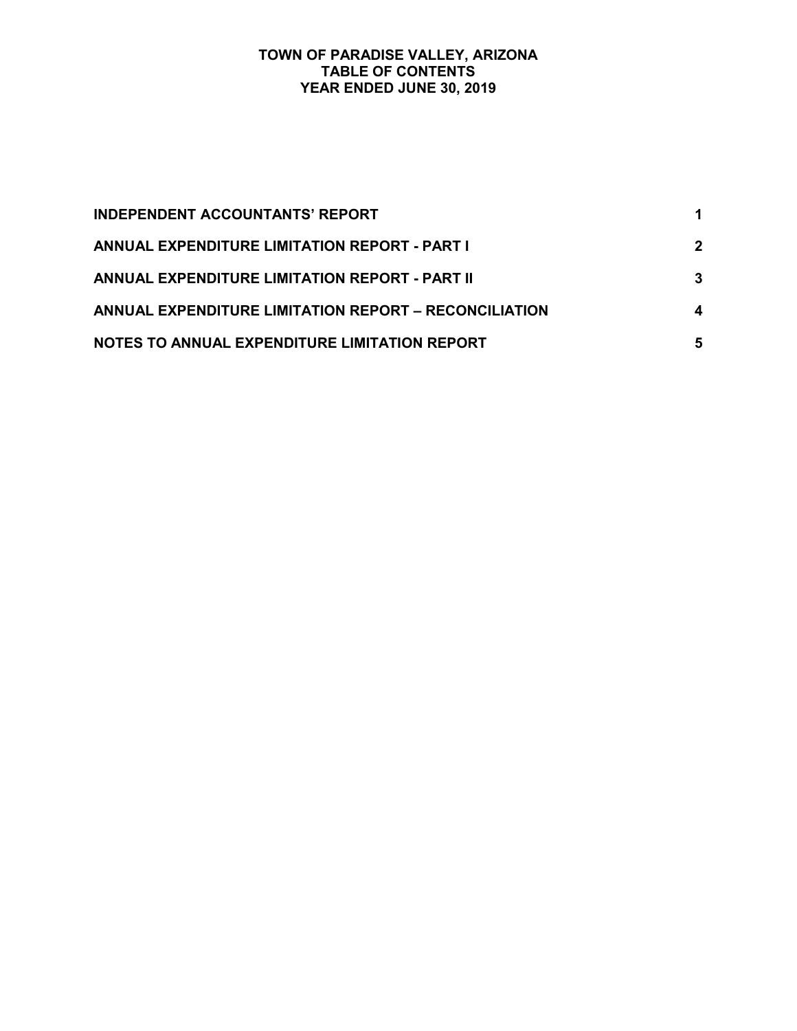# TOWN OF PARADISE VALLEY, ARIZONA
## TABLE OF CONTENTS
## YEAR ENDED JUNE 30, 2019

| | |
|---|---|
| **INDEPENDENT ACCOUNTANTS' REPORT** | **1** |
| **ANNUAL EXPENDITURE LIMITATION REPORT - PART I** | **2** |
| **ANNUAL EXPENDITURE LIMITATION REPORT - PART II** | **3** |
| **ANNUAL EXPENDITURE LIMITATION REPORT – RECONCILIATION** | **4** |
| **NOTES TO ANNUAL EXPENDITURE LIMITATION REPORT** | **5** |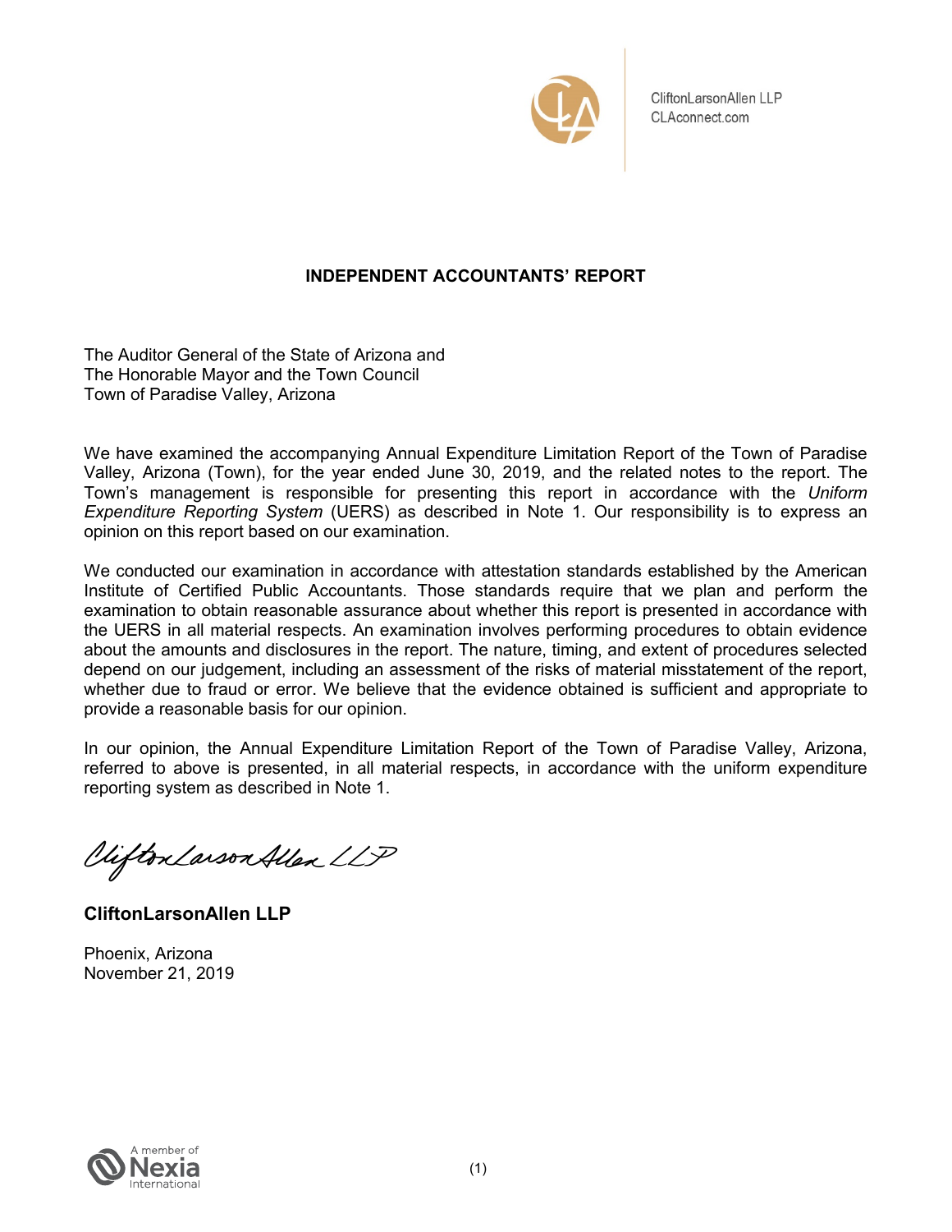CliftonLarsonAllen LLP
CLAconnect.com

## INDEPENDENT ACCOUNTANTS' REPORT

The Auditor General of the State of Arizona and
The Honorable Mayor and the Town Council
Town of Paradise Valley, Arizona

We have examined the accompanying Annual Expenditure Limitation Report of the Town of Paradise Valley, Arizona (Town), for the year ended June 30, 2019, and the related notes to the report. The Town's management is responsible for presenting this report in accordance with the *Uniform Expenditure Reporting System* (UERS) as described in Note 1. Our responsibility is to express an opinion on this report based on our examination.

We conducted our examination in accordance with attestation standards established by the American Institute of Certified Public Accountants. Those standards require that we plan and perform the examination to obtain reasonable assurance about whether this report is presented in accordance with the UERS in all material respects. An examination involves performing procedures to obtain evidence about the amounts and disclosures in the report. The nature, timing, and extent of procedures selected depend on our judgement, including an assessment of the risks of material misstatement of the report, whether due to fraud or error. We believe that the evidence obtained is sufficient and appropriate to provide a reasonable basis for our opinion.

In our opinion, the Annual Expenditure Limitation Report of the Town of Paradise Valley, Arizona, referred to above is presented, in all material respects, in accordance with the uniform expenditure reporting system as described in Note 1.

*CliftonLarsonAllen LLP*

**CliftonLarsonAllen LLP**

Phoenix, Arizona
November 21, 2019

A member of Nexia International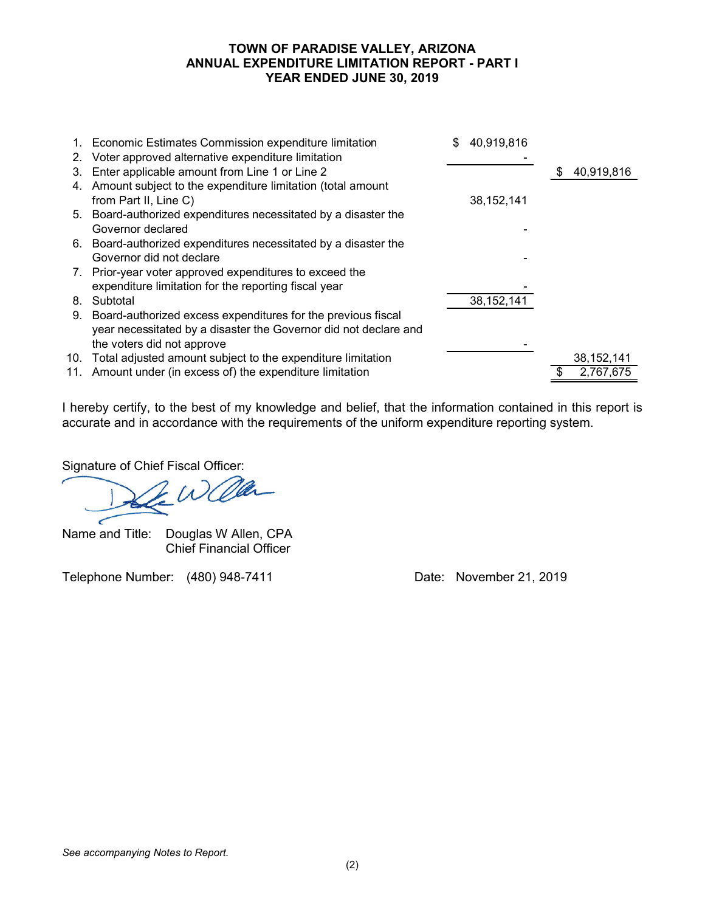# TOWN OF PARADISE VALLEY, ARIZONA
# ANNUAL EXPENDITURE LIMITATION REPORT - PART I
# YEAR ENDED JUNE 30, 2019

| | | | |
|---|---|---|---|
| 1. | Economic Estimates Commission expenditure limitation | $ 40,919,816 | |
| 2. | Voter approved alternative expenditure limitation | - | |
| 3. | Enter applicable amount from Line 1 or Line 2 | | $ 40,919,816 |
| 4. | Amount subject to the expenditure limitation (total amount from Part II, Line C) | 38,152,141 | |
| 5. | Board-authorized expenditures necessitated by a disaster the Governor declared | - | |
| 6. | Board-authorized expenditures necessitated by a disaster the Governor did not declare | - | |
| 7. | Prior-year voter approved expenditures to exceed the expenditure limitation for the reporting fiscal year | - | |
| 8. | Subtotal | 38,152,141 | |
| 9. | Board-authorized excess expenditures for the previous fiscal year necessitated by a disaster the Governor did not declare and the voters did not approve | - | |
| 10. | Total adjusted amount subject to the expenditure limitation | | 38,152,141 |
| 11. | Amount under (in excess of) the expenditure limitation | | $ 2,767,675 |

I hereby certify, to the best of my knowledge and belief, that the information contained in this report is accurate and in accordance with the requirements of the uniform expenditure reporting system.

Signature of Chief Fiscal Officer:

Name and Title: Douglas W Allen, CPA
Chief Financial Officer

Telephone Number: (480) 948-7411

Date: November 21, 2019

*See accompanying Notes to Report.*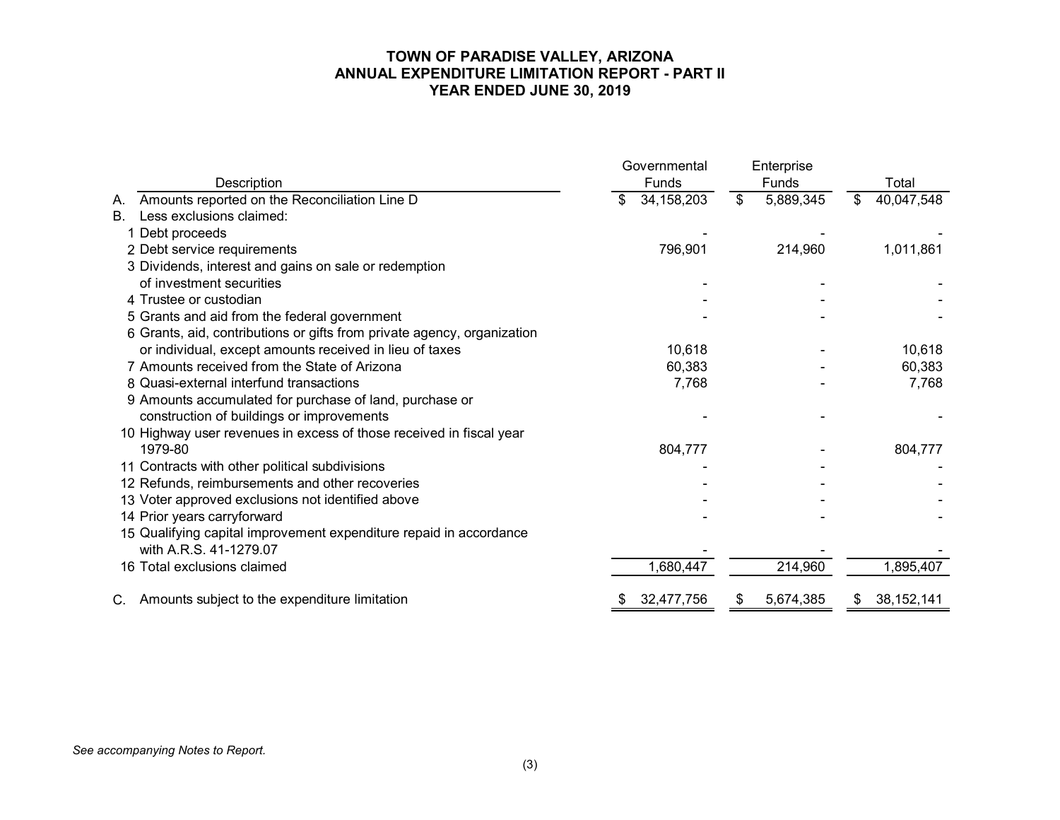# TOWN OF PARADISE VALLEY, ARIZONA
## ANNUAL EXPENDITURE LIMITATION REPORT - PART II
## YEAR ENDED JUNE 30, 2019

| | Description | Governmental Funds | Enterprise Funds | Total |
|---|---|---|---|---|
| A. | Amounts reported on the Reconciliation Line D | $ 34,158,203 | $ 5,889,345 | $ 40,047,548 |
| B. | Less exclusions claimed: | | | |
| | 1 Debt proceeds | - | - | - |
| | 2 Debt service requirements | 796,901 | 214,960 | 1,011,861 |
| | 3 Dividends, interest and gains on sale or redemption of investment securities | - | - | - |
| | 4 Trustee or custodian | - | - | - |
| | 5 Grants and aid from the federal government | - | - | - |
| | 6 Grants, aid, contributions or gifts from private agency, organization or individual, except amounts received in lieu of taxes | 10,618 | - | 10,618 |
| | 7 Amounts received from the State of Arizona | 60,383 | - | 60,383 |
| | 8 Quasi-external interfund transactions | 7,768 | - | 7,768 |
| | 9 Amounts accumulated for purchase of land, purchase or construction of buildings or improvements | - | - | - |
| | 10 Highway user revenues in excess of those received in fiscal year 1979-80 | 804,777 | - | 804,777 |
| | 11 Contracts with other political subdivisions | - | - | - |
| | 12 Refunds, reimbursements and other recoveries | - | - | - |
| | 13 Voter approved exclusions not identified above | - | - | - |
| | 14 Prior years carryforward | - | - | - |
| | 15 Qualifying capital improvement expenditure repaid in accordance with A.R.S. 41-1279.07 | - | - | - |
| | 16 Total exclusions claimed | 1,680,447 | 214,960 | 1,895,407 |
| C. | Amounts subject to the expenditure limitation | $ 32,477,756 | $ 5,674,385 | $ 38,152,141 |

*See accompanying Notes to Report.*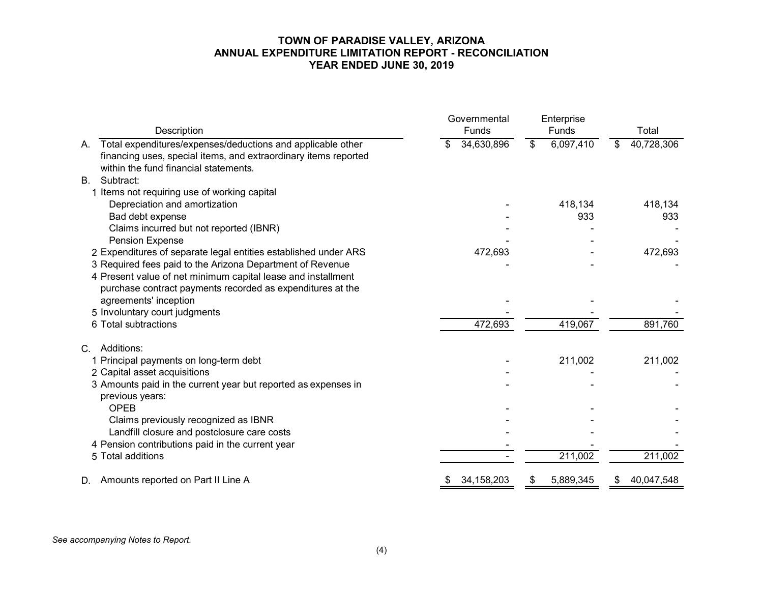# TOWN OF PARADISE VALLEY, ARIZONA
## ANNUAL EXPENDITURE LIMITATION REPORT - RECONCILIATION
### YEAR ENDED JUNE 30, 2019

| | Description | Governmental Funds | Enterprise Funds | Total |
|---|---|---|---|---|
| A. | Total expenditures/expenses/deductions and applicable other financing uses, special items, and extraordinary items reported within the fund financial statements. | $ 34,630,896 | $ 6,097,410 | $ 40,728,306 |
| B. | Subtract: | | | |
| 1 | Items not requiring use of working capital | | | |
| | Depreciation and amortization | - | 418,134 | 418,134 |
| | Bad debt expense | - | 933 | 933 |
| | Claims incurred but not reported (IBNR) | - | - | - |
| | Pension Expense | - | - | - |
| 2 | Expenditures of separate legal entities established under ARS | 472,693 | - | 472,693 |
| 3 | Required fees paid to the Arizona Department of Revenue | - | - | - |
| 4 | Present value of net minimum capital lease and installment purchase contract payments recorded as expenditures at the agreements' inception | - | - | - |
| 5 | Involuntary court judgments | - | - | - |
| 6 | Total subtractions | 472,693 | 419,067 | 891,760 |
| C. | Additions: | | | |
| 1 | Principal payments on long-term debt | - | 211,002 | 211,002 |
| 2 | Capital asset acquisitions | - | - | - |
| 3 | Amounts paid in the current year but reported as expenses in previous years: | - | - | - |
| | OPEB | - | - | - |
| | Claims previously recognized as IBNR | - | - | - |
| | Landfill closure and postclosure care costs | - | - | - |
| 4 | Pension contributions paid in the current year | - | - | - |
| 5 | Total additions | - | 211,002 | 211,002 |
| D. | Amounts reported on Part II Line A | $ 34,158,203 | $ 5,889,345 | $ 40,047,548 |

*See accompanying Notes to Report.*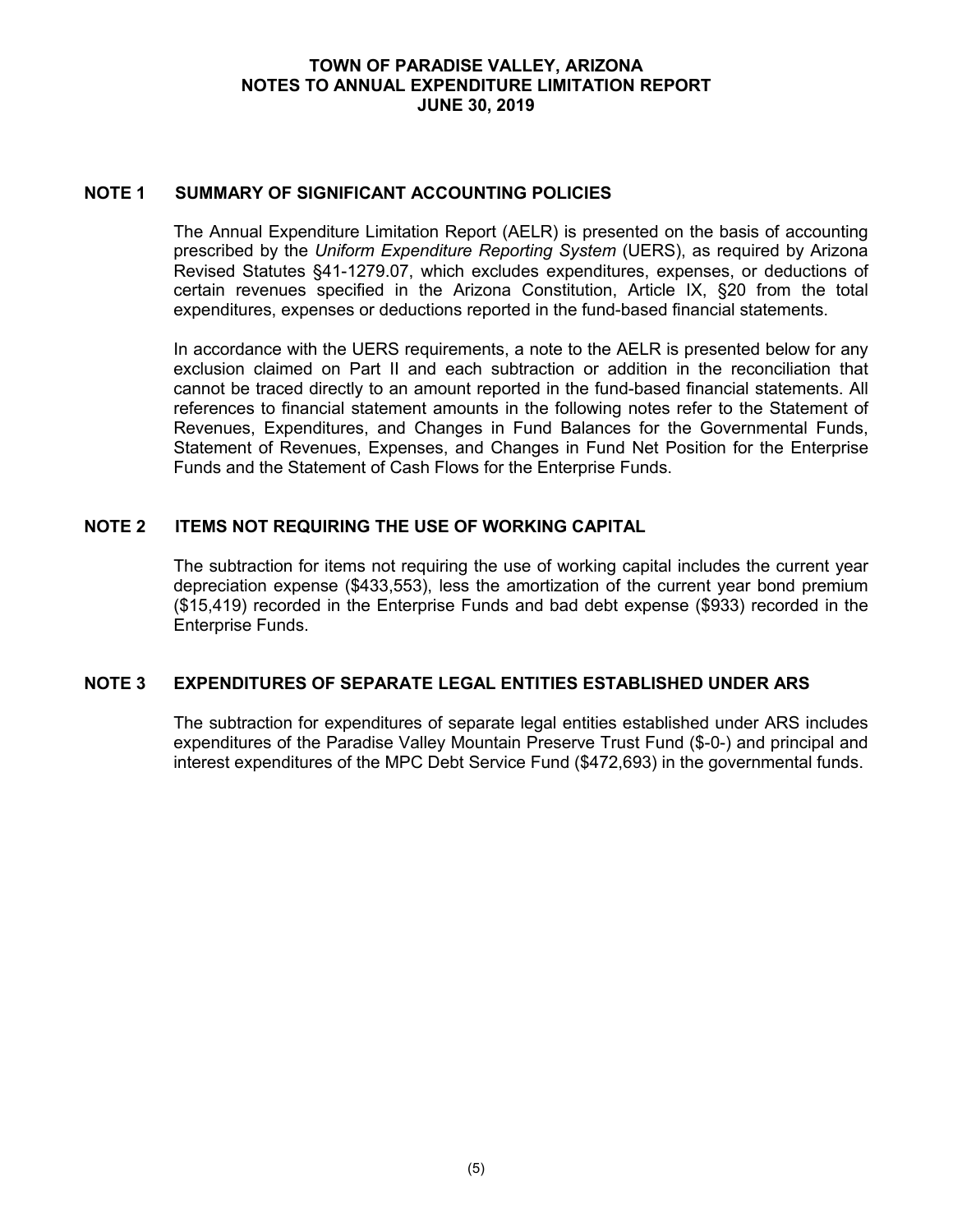# TOWN OF PARADISE VALLEY, ARIZONA
## NOTES TO ANNUAL EXPENDITURE LIMITATION REPORT
### JUNE 30, 2019

## NOTE 1 SUMMARY OF SIGNIFICANT ACCOUNTING POLICIES

The Annual Expenditure Limitation Report (AELR) is presented on the basis of accounting prescribed by the *Uniform Expenditure Reporting System* (UERS), as required by Arizona Revised Statutes §41-1279.07, which excludes expenditures, expenses, or deductions of certain revenues specified in the Arizona Constitution, Article IX, §20 from the total expenditures, expenses or deductions reported in the fund-based financial statements.

In accordance with the UERS requirements, a note to the AELR is presented below for any exclusion claimed on Part II and each subtraction or addition in the reconciliation that cannot be traced directly to an amount reported in the fund-based financial statements. All references to financial statement amounts in the following notes refer to the Statement of Revenues, Expenditures, and Changes in Fund Balances for the Governmental Funds, Statement of Revenues, Expenses, and Changes in Fund Net Position for the Enterprise Funds and the Statement of Cash Flows for the Enterprise Funds.

## NOTE 2 ITEMS NOT REQUIRING THE USE OF WORKING CAPITAL

The subtraction for items not requiring the use of working capital includes the current year depreciation expense ($433,553), less the amortization of the current year bond premium ($15,419) recorded in the Enterprise Funds and bad debt expense ($933) recorded in the Enterprise Funds.

## NOTE 3 EXPENDITURES OF SEPARATE LEGAL ENTITIES ESTABLISHED UNDER ARS

The subtraction for expenditures of separate legal entities established under ARS includes expenditures of the Paradise Valley Mountain Preserve Trust Fund ($-0-) and principal and interest expenditures of the MPC Debt Service Fund ($472,693) in the governmental funds.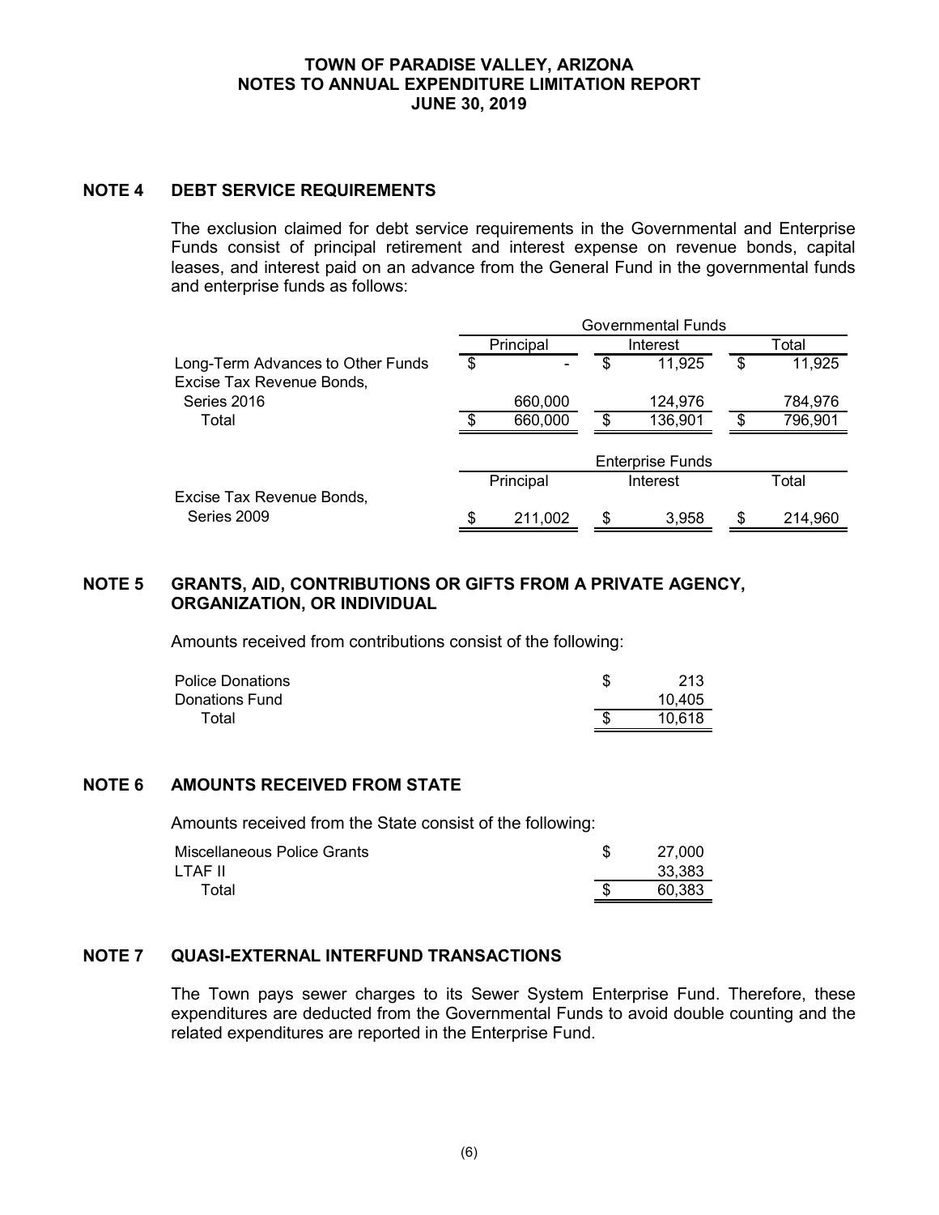**TOWN OF PARADISE VALLEY, ARIZONA**
**NOTES TO ANNUAL EXPENDITURE LIMITATION REPORT**
**JUNE 30, 2019**

## NOTE 4 DEBT SERVICE REQUIREMENTS

The exclusion claimed for debt service requirements in the Governmental and Enterprise Funds consist of principal retirement and interest expense on revenue bonds, capital leases, and interest paid on an advance from the General Fund in the governmental funds and enterprise funds as follows:

| | Governmental Funds | | |
|---|---|---|---|
| | Principal | Interest | Total |
| Long-Term Advances to Other Funds | $ - | $ 11,925 | $ 11,925 |
| Excise Tax Revenue Bonds, Series 2016 | 660,000 | 124,976 | 784,976 |
| Total | $ 660,000 | $ 136,901 | $ 796,901 |

| | Enterprise Funds | | |
|---|---|---|---|
| | Principal | Interest | Total |
| Excise Tax Revenue Bonds, Series 2009 | $ 211,002 | $ 3,958 | $ 214,960 |

## NOTE 5 GRANTS, AID, CONTRIBUTIONS OR GIFTS FROM A PRIVATE AGENCY, ORGANIZATION, OR INDIVIDUAL

Amounts received from contributions consist of the following:

| | |
|---|---|
| Police Donations | $ 213 |
| Donations Fund | 10,405 |
| Total | $ 10,618 |

## NOTE 6 AMOUNTS RECEIVED FROM STATE

Amounts received from the State consist of the following:

| | |
|---|---|
| Miscellaneous Police Grants | $ 27,000 |
| LTAF II | 33,383 |
| Total | $ 60,383 |

## NOTE 7 QUASI-EXTERNAL INTERFUND TRANSACTIONS

The Town pays sewer charges to its Sewer System Enterprise Fund. Therefore, these expenditures are deducted from the Governmental Funds to avoid double counting and the related expenditures are reported in the Enterprise Fund.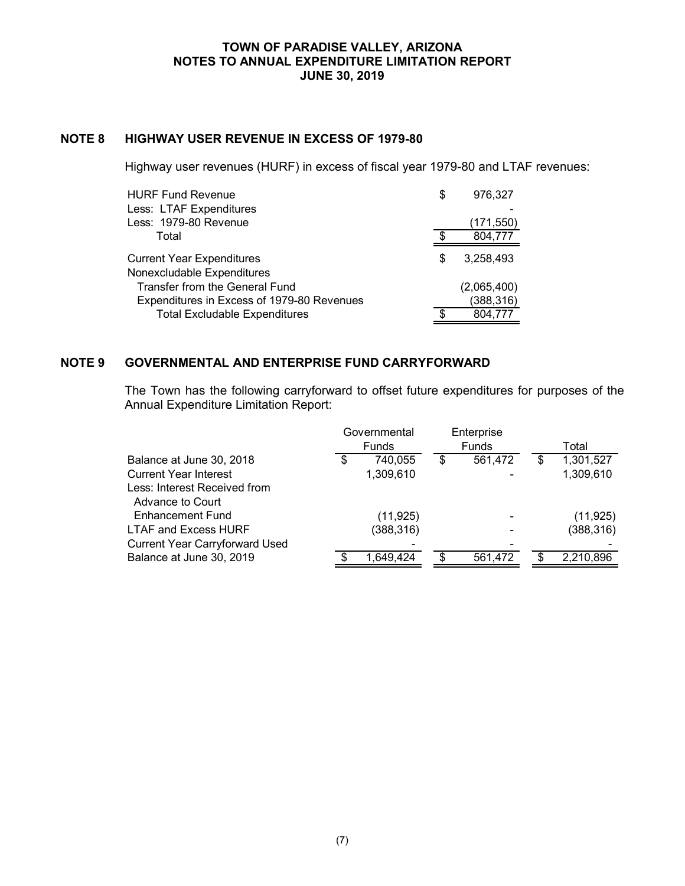# TOWN OF PARADISE VALLEY, ARIZONA
## NOTES TO ANNUAL EXPENDITURE LIMITATION REPORT
## JUNE 30, 2019

### NOTE 8 HIGHWAY USER REVENUE IN EXCESS OF 1979-80

Highway user revenues (HURF) in excess of fiscal year 1979-80 and LTAF revenues:

| | |
|---|---|
| HURF Fund Revenue | $ 976,327 |
| Less: LTAF Expenditures | - |
| Less: 1979-80 Revenue | (171,550) |
| Total | $ 804,777 |
| Current Year Expenditures | $ 3,258,493 |
| Nonexcludable Expenditures | |
| Transfer from the General Fund | (2,065,400) |
| Expenditures in Excess of 1979-80 Revenues | (388,316) |
| Total Excludable Expenditures | $ 804,777 |

### NOTE 9 GOVERNMENTAL AND ENTERPRISE FUND CARRYFORWARD

The Town has the following carryforward to offset future expenditures for purposes of the Annual Expenditure Limitation Report:

| | Governmental Funds | Enterprise Funds | Total |
|---|---|---|---|
| Balance at June 30, 2018 | $ 740,055 | $ 561,472 | $ 1,301,527 |
| Current Year Interest | 1,309,610 | - | 1,309,610 |
| Less: Interest Received from Advance to Court Enhancement Fund | (11,925) | - | (11,925) |
| LTAF and Excess HURF | (388,316) | - | (388,316) |
| Current Year Carryforward Used | - | - | - |
| Balance at June 30, 2019 | $ 1,649,424 | $ 561,472 | $ 2,210,896 |